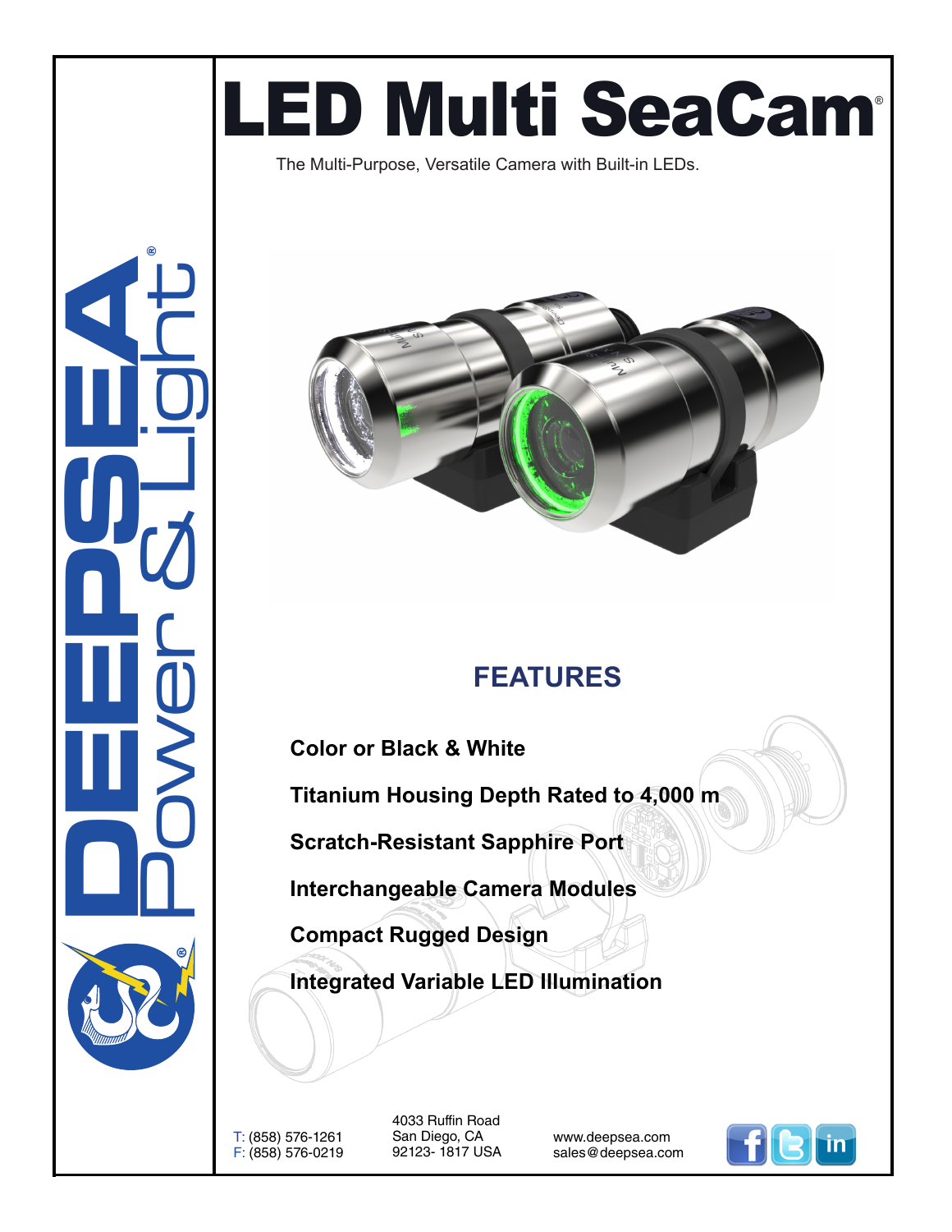# LED Multi SeaCam®

The Multi-Purpose, Versatile Camera with Built-in LEDs.

## FEATURES

**Color or Black & White**

**Titanium Housing Depth Rated to 4,000 m**

**Scratch-Resistant Sapphire Port**

**Interchangeable Camera Modules**

**Compact Rugged Design**

**Integrated Variable LED Illumination**

T: (858) 576-1261
F: (858) 576-0219

4033 Ruffin Road
San Diego, CA
92123- 1817 USA

www.deepsea.com
sales@deepsea.com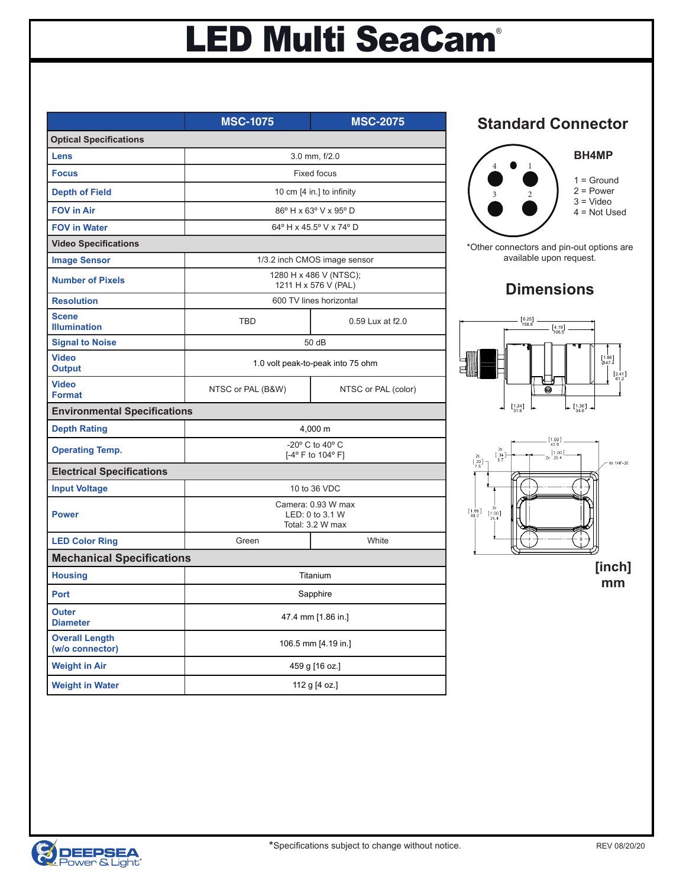# LED Multi SeaCam®

| | MSC-1075 | MSC-2075 |
|---|---|---|
| **Optical Specifications** | | |
| Lens | 3.0 mm, f/2.0 | |
| Focus | Fixed focus | |
| Depth of Field | 10 cm [4 in.] to infinity | |
| FOV in Air | 86º H x 63º V x 95º D | |
| FOV in Water | 64º H x 45.5º V x 74º D | |
| **Video Specifications** | | |
| Image Sensor | 1/3.2 inch CMOS image sensor | |
| Number of Pixels | 1280 H x 486 V (NTSC); 1211 H x 576 V (PAL) | |
| Resolution | 600 TV lines horizontal | |
| Scene Illumination | TBD | 0.59 Lux at f2.0 |
| Signal to Noise | 50 dB | |
| Video Output | 1.0 volt peak-to-peak into 75 ohm | |
| Video Format | NTSC or PAL (B&W) | NTSC or PAL (color) |
| **Environmental Specifications** | | |
| Depth Rating | 4,000 m | |
| Operating Temp. | -20º C to 40º C [-4º F to 104º F] | |
| **Electrical Specifications** | | |
| Input Voltage | 10 to 36 VDC | |
| Power | Camera: 0.93 W max<br>LED: 0 to 3.1 W<br>Total: 3.2 W max | |
| LED Color Ring | Green | White |
| **Mechanical Specifications** | | |
| Housing | Titanium | |
| Port | Sapphire | |
| Outer Diameter | 47.4 mm [1.86 in.] | |
| Overall Length (w/o connector) | 106.5 mm [4.19 in.] | |
| Weight in Air | 459 g [16 oz.] | |
| Weight in Water | 112 g [4 oz.] | |

## Standard Connector

**BH4MP**

1 = Ground
2 = Power
3 = Video
4 = Not Used

*Other connectors and pin-out options are available upon request.

## Dimensions

[6.25] 158.8
[4.19] 106.5
[1.86] Ø47.4
[2.41] 61.2
[1.24] 31.6
[1.36] 34.6

[1.69] 42.9
2x [.34] 8.7
2x [1.00] 25.4
2x [.29] 7.5
4x 1/4"-20
[1.59] 40.3
2x [1.00] 25.4

**[inch]**
**mm**

*Specifications subject to change without notice.

REV 08/20/20